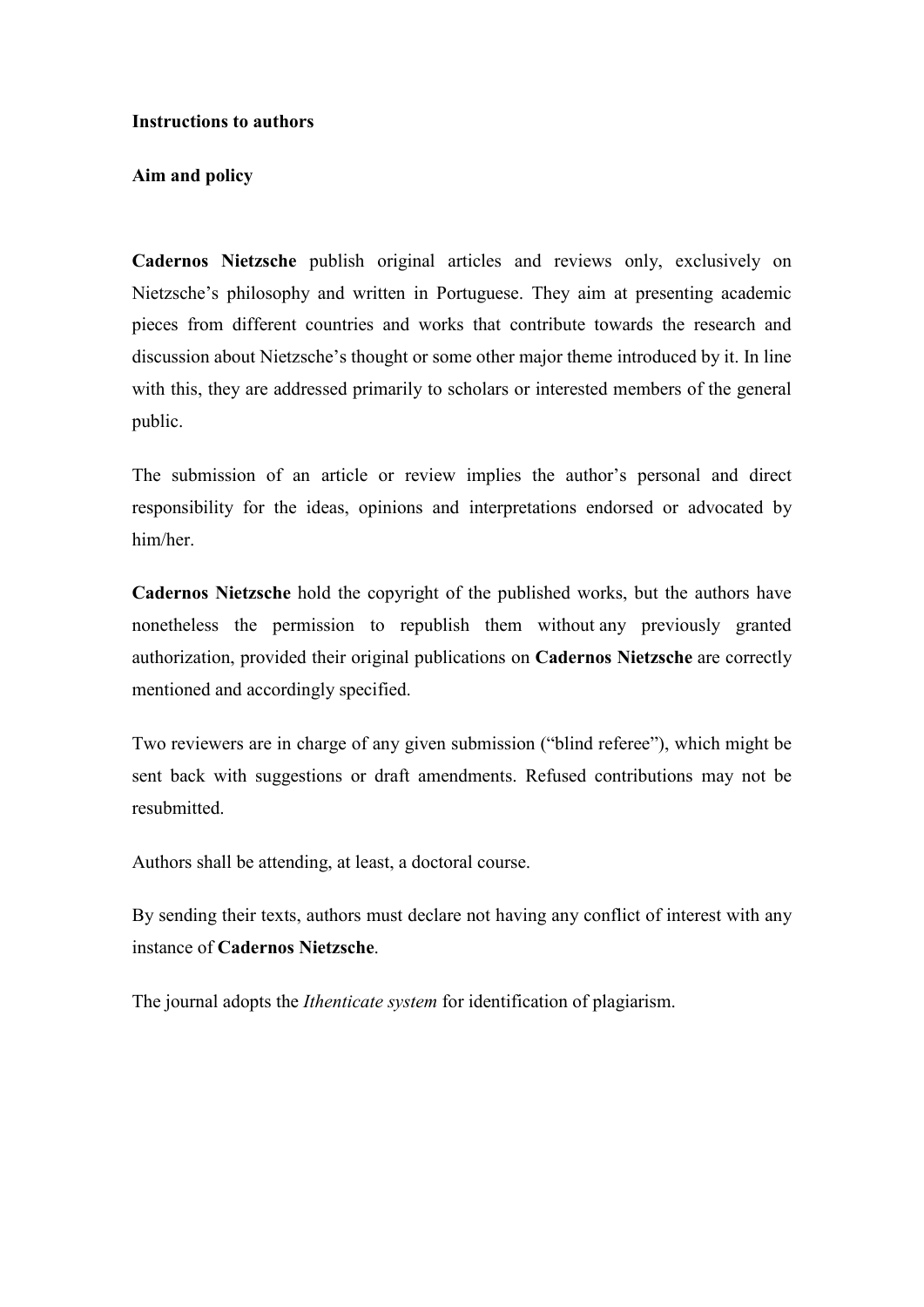# Instructions to authors

## Aim and policy

**Cadernos Nietzsche** publish original articles and reviews only, exclusively on Nietzsche's philosophy and written in Portuguese. They aim at presenting academic pieces from different countries and works that contribute towards the research and discussion about Nietzsche's thought or some other major theme introduced by it. In line with this, they are addressed primarily to scholars or interested members of the general public.

The submission of an article or review implies the author's personal and direct responsibility for the ideas, opinions and interpretations endorsed or advocated by him/her.

**Cadernos Nietzsche** hold the copyright of the published works, but the authors have nonetheless the permission to republish them without any previously granted authorization, provided their original publications on **Cadernos Nietzsche** are correctly mentioned and accordingly specified.

Two reviewers are in charge of any given submission ("blind referee"), which might be sent back with suggestions or draft amendments. Refused contributions may not be resubmitted.

Authors shall be attending, at least, a doctoral course.

By sending their texts, authors must declare not having any conflict of interest with any instance of **Cadernos Nietzsche**.

The journal adopts the *Ithenticate system* for identification of plagiarism.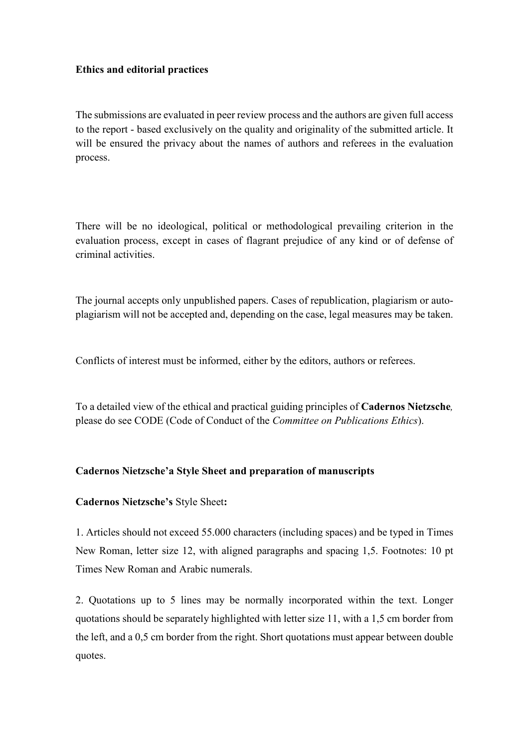**Ethics and editorial practices**

The submissions are evaluated in peer review process and the authors are given full access to the report - based exclusively on the quality and originality of the submitted article. It will be ensured the privacy about the names of authors and referees in the evaluation process.

There will be no ideological, political or methodological prevailing criterion in the evaluation process, except in cases of flagrant prejudice of any kind or of defense of criminal activities.

The journal accepts only unpublished papers. Cases of republication, plagiarism or auto-plagiarism will not be accepted and, depending on the case, legal measures may be taken.

Conflicts of interest must be informed, either by the editors, authors or referees.

To a detailed view of the ethical and practical guiding principles of **Cadernos Nietzsche***,* please do see CODE (Code of Conduct of the *Committee on Publications Ethics*).

**Cadernos Nietzsche'a Style Sheet and preparation of manuscripts**

**Cadernos Nietzsche's** Style Sheet**:**

1. Articles should not exceed 55.000 characters (including spaces) and be typed in Times New Roman, letter size 12, with aligned paragraphs and spacing 1,5. Footnotes: 10 pt Times New Roman and Arabic numerals.

2. Quotations up to 5 lines may be normally incorporated within the text. Longer quotations should be separately highlighted with letter size 11, with a 1,5 cm border from the left, and a 0,5 cm border from the right. Short quotations must appear between double quotes.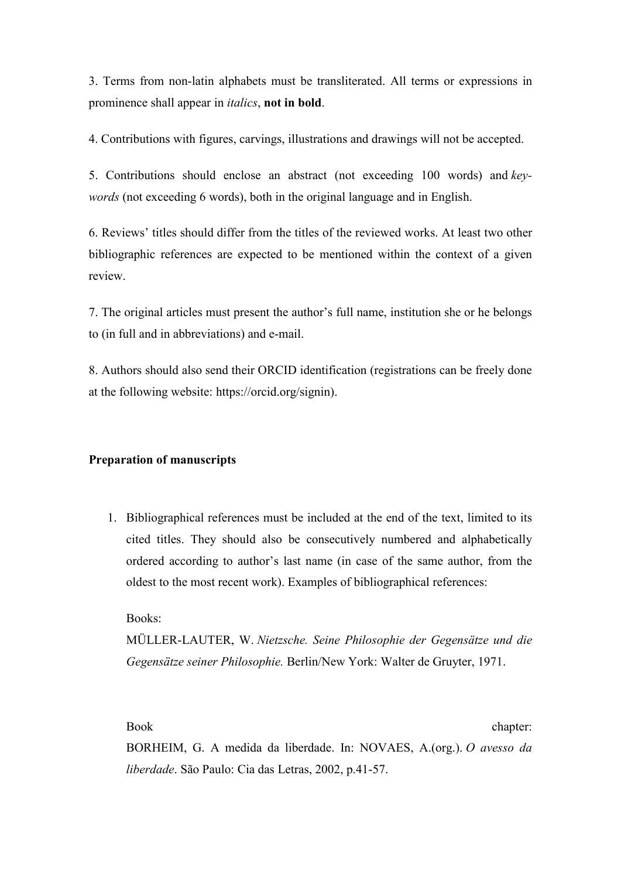3. Terms from non-latin alphabets must be transliterated. All terms or expressions in prominence shall appear in *italics*, **not in bold**.

4. Contributions with figures, carvings, illustrations and drawings will not be accepted.

5. Contributions should enclose an abstract (not exceeding 100 words) and *key-words* (not exceeding 6 words), both in the original language and in English.

6. Reviews' titles should differ from the titles of the reviewed works. At least two other bibliographic references are expected to be mentioned within the context of a given review.

7. The original articles must present the author's full name, institution she or he belongs to (in full and in abbreviations) and e-mail.

8. Authors should also send their ORCID identification (registrations can be freely done at the following website: https://orcid.org/signin).

**Preparation of manuscripts**

1. Bibliographical references must be included at the end of the text, limited to its cited titles. They should also be consecutively numbered and alphabetically ordered according to author's last name (in case of the same author, from the oldest to the most recent work). Examples of bibliographical references:

   Books:
   MÜLLER-LAUTER, W. *Nietzsche. Seine Philosophie der Gegensätze und die Gegensätze seiner Philosophie.* Berlin/New York: Walter de Gruyter, 1971.

   Book chapter:
   BORHEIM, G. A medida da liberdade. In: NOVAES, A.(org.). *O avesso da liberdade*. São Paulo: Cia das Letras, 2002, p.41-57.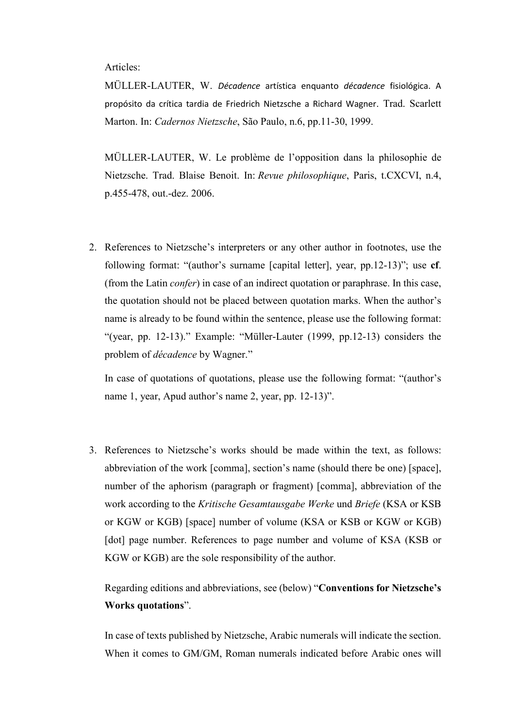Articles:

MÜLLER-LAUTER, W. *Décadence* artística enquanto *décadence* fisiológica. A propósito da crítica tardia de Friedrich Nietzsche a Richard Wagner. Trad. Scarlett Marton. In: *Cadernos Nietzsche*, São Paulo, n.6, pp.11-30, 1999.

MÜLLER-LAUTER, W. Le problème de l'opposition dans la philosophie de Nietzsche. Trad. Blaise Benoit. In: *Revue philosophique*, Paris, t.CXCVI, n.4, p.455-478, out.-dez. 2006.

2. References to Nietzsche's interpreters or any other author in footnotes, use the following format: "(author's surname [capital letter], year, pp.12-13)"; use **cf**. (from the Latin *confer*) in case of an indirect quotation or paraphrase. In this case, the quotation should not be placed between quotation marks. When the author's name is already to be found within the sentence, please use the following format: "(year, pp. 12-13)." Example: "Müller-Lauter (1999, pp.12-13) considers the problem of *décadence* by Wagner."

   In case of quotations of quotations, please use the following format: "(author's name 1, year, Apud author's name 2, year, pp. 12-13)".

3. References to Nietzsche's works should be made within the text, as follows: abbreviation of the work [comma], section's name (should there be one) [space], number of the aphorism (paragraph or fragment) [comma], abbreviation of the work according to the *Kritische Gesamtausgabe Werke* und *Briefe* (KSA or KSB or KGW or KGB) [space] number of volume (KSA or KSB or KGW or KGB) [dot] page number. References to page number and volume of KSA (KSB or KGW or KGB) are the sole responsibility of the author.

   Regarding editions and abbreviations, see (below) "**Conventions for Nietzsche's Works quotations**".

   In case of texts published by Nietzsche, Arabic numerals will indicate the section. When it comes to GM/GM, Roman numerals indicated before Arabic ones will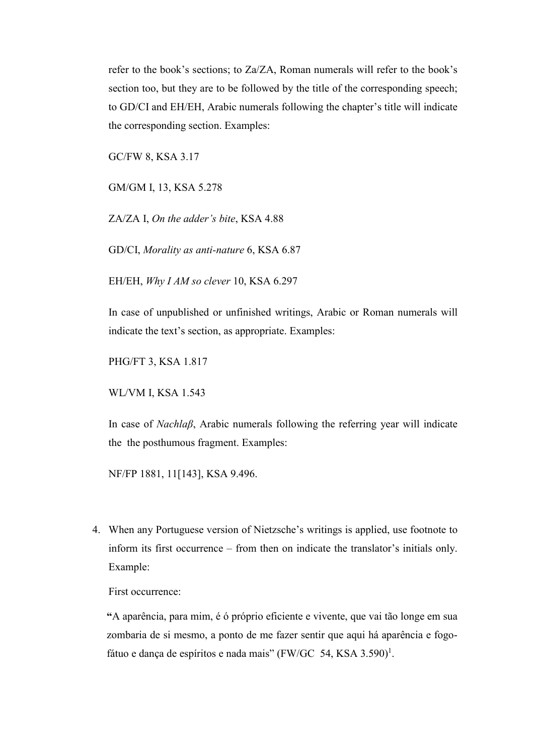refer to the book's sections; to Za/ZA, Roman numerals will refer to the book's section too, but they are to be followed by the title of the corresponding speech; to GD/CI and EH/EH, Arabic numerals following the chapter's title will indicate the corresponding section. Examples:

GC/FW 8, KSA 3.17

GM/GM I, 13, KSA 5.278

ZA/ZA I, *On the adder's bite*, KSA 4.88

GD/CI, *Morality as anti-nature* 6, KSA 6.87

EH/EH, *Why I AM so clever* 10, KSA 6.297

In case of unpublished or unfinished writings, Arabic or Roman numerals will indicate the text's section, as appropriate. Examples:

PHG/FT 3, KSA 1.817

WL/VM I, KSA 1.543

In case of *Nachlaβ*, Arabic numerals following the referring year will indicate the  the posthumous fragment. Examples:

NF/FP 1881, 11[143], KSA 9.496.

4. When any Portuguese version of Nietzsche's writings is applied, use footnote to inform its first occurrence – from then on indicate the translator's initials only. Example:

   First occurrence:

   **"**A aparência, para mim, é ó próprio eficiente e vivente, que vai tão longe em sua zombaria de si mesmo, a ponto de me fazer sentir que aqui há aparência e fogo-fátuo e dança de espíritos e nada mais" (FW/GC  54, KSA 3.590)[1].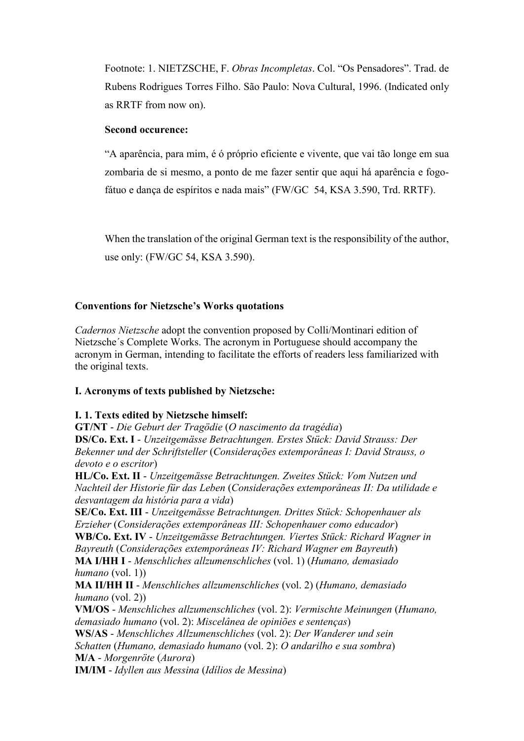Footnote: 1. NIETZSCHE, F. *Obras Incompletas*. Col. "Os Pensadores". Trad. de Rubens Rodrigues Torres Filho. São Paulo: Nova Cultural, 1996. (Indicated only as RRTF from now on).

**Second occurence:**

"A aparência, para mim, é ó próprio eficiente e vivente, que vai tão longe em sua zombaria de si mesmo, a ponto de me fazer sentir que aqui há aparência e fogo-fátuo e dança de espíritos e nada mais" (FW/GC 54, KSA 3.590, Trd. RRTF).

When the translation of the original German text is the responsibility of the author, use only: (FW/GC 54, KSA 3.590).

**Conventions for Nietzsche's Works quotations**

*Cadernos Nietzsche* adopt the convention proposed by Colli/Montinari edition of Nietzsche´s Complete Works. The acronym in Portuguese should accompany the acronym in German, intending to facilitate the efforts of readers less familiarized with the original texts.

**I. Acronyms of texts published by Nietzsche:**

**I. 1. Texts edited by Nietzsche himself:**

**GT/NT** - *Die Geburt der Tragödie* (*O nascimento da tragédia*)
**DS/Co. Ext. I** - *Unzeitgemässe Betrachtungen. Erstes Stück: David Strauss: Der Bekenner und der Schriftsteller* (*Considerações extemporâneas I: David Strauss, o devoto e o escritor*)
**HL/Co. Ext. II** - *Unzeitgemässe Betrachtungen. Zweites Stück: Vom Nutzen und Nachteil der Historie für das Leben* (*Considerações extemporâneas II: Da utilidade e desvantagem da história para a vida*)
**SE/Co. Ext. III** - *Unzeitgemässe Betrachtungen. Drittes Stück: Schopenhauer als Erzieher* (*Considerações extemporâneas III: Schopenhauer como educador*)
**WB/Co. Ext. IV** - *Unzeitgemässe Betrachtungen. Viertes Stück: Richard Wagner in Bayreuth* (*Considerações extemporâneas IV: Richard Wagner em Bayreuth*)
**MA I/HH I** - *Menschliches allzumenschliches* (vol. 1) (*Humano, demasiado humano* (vol. 1))
**MA II/HH II** - *Menschliches allzumenschliches* (vol. 2) (*Humano, demasiado humano* (vol. 2))
**VM/OS** - *Menschliches allzumenschliches* (vol. 2): *Vermischte Meinungen* (*Humano, demasiado humano* (vol. 2): *Miscelânea de opiniões e sentenças*)
**WS/AS** - *Menschliches Allzumenschliches* (vol. 2): *Der Wanderer und sein Schatten* (*Humano, demasiado humano* (vol. 2): *O andarilho e sua sombra*)
**M/A** - *Morgenröte* (*Aurora*)
**IM/IM** - *Idyllen aus Messina* (*Idílios de Messina*)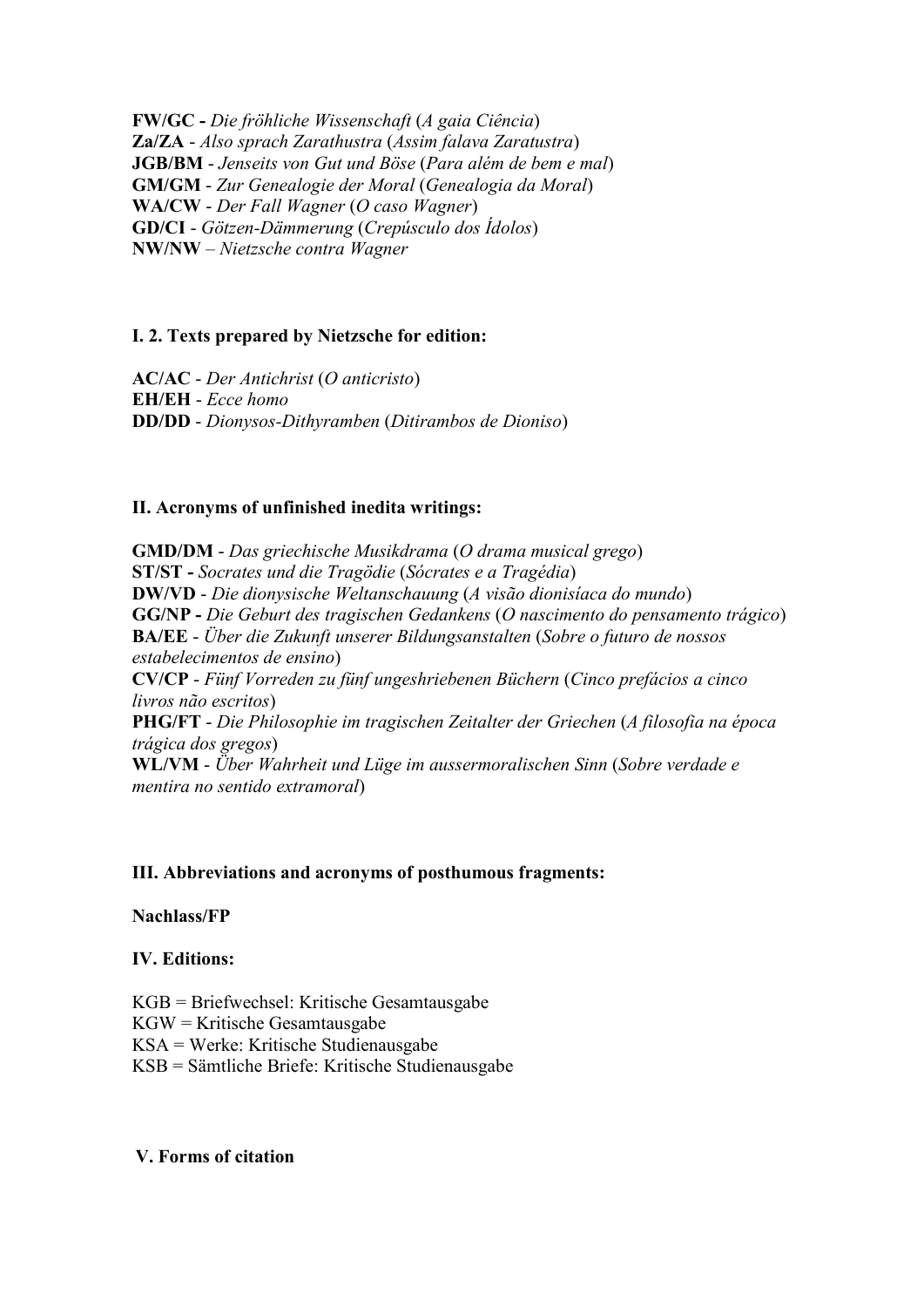**FW/GC -** *Die fröhliche Wissenschaft* (*A gaia Ciência*)
**Za/ZA** - *Also sprach Zarathustra* (*Assim falava Zaratustra*)
**JGB/BM** - *Jenseits von Gut und Böse* (*Para além de bem e mal*)
**GM/GM** - *Zur Genealogie der Moral* (*Genealogia da Moral*)
**WA/CW** - *Der Fall Wagner* (*O caso Wagner*)
**GD/CI** - *Götzen-Dämmerung* (*Crepúsculo dos Ídolos*)
**NW/NW** – *Nietzsche contra Wagner*

### I. 2. Texts prepared by Nietzsche for edition:

**AC/AC** - *Der Antichrist* (*O anticristo*)
**EH/EH** - *Ecce homo*
**DD/DD** - *Dionysos-Dithyramben* (*Ditirambos de Dioniso*)

### II. Acronyms of unfinished inedita writings:

**GMD/DM** - *Das griechische Musikdrama* (*O drama musical grego*)
**ST/ST -** *Socrates und die Tragödie* (*Sócrates e a Tragédia*)
**DW/VD** - *Die dionysische Weltanschauung* (*A visão dionisíaca do mundo*)
**GG/NP -** *Die Geburt des tragischen Gedankens* (*O nascimento do pensamento trágico*)
**BA/EE** - *Über die Zukunft unserer Bildungsanstalten* (*Sobre o futuro de nossos estabelecimentos de ensino*)
**CV/CP** - *Fünf Vorreden zu fünf ungeshriebenen Büchern* (*Cinco prefácios a cinco livros não escritos*)
**PHG/FT** - *Die Philosophie im tragischen Zeitalter der Griechen* (*A filosofia na época trágica dos gregos*)
**WL/VM** - *Über Wahrheit und Lüge im aussermoralischen Sinn* (*Sobre verdade e mentira no sentido extramoral*)

### III. Abbreviations and acronyms of posthumous fragments:

**Nachlass/FP**

### IV. Editions:

KGB = Briefwechsel: Kritische Gesamtausgabe
KGW = Kritische Gesamtausgabe
KSA = Werke: Kritische Studienausgabe
KSB = Sämtliche Briefe: Kritische Studienausgabe

### V. Forms of citation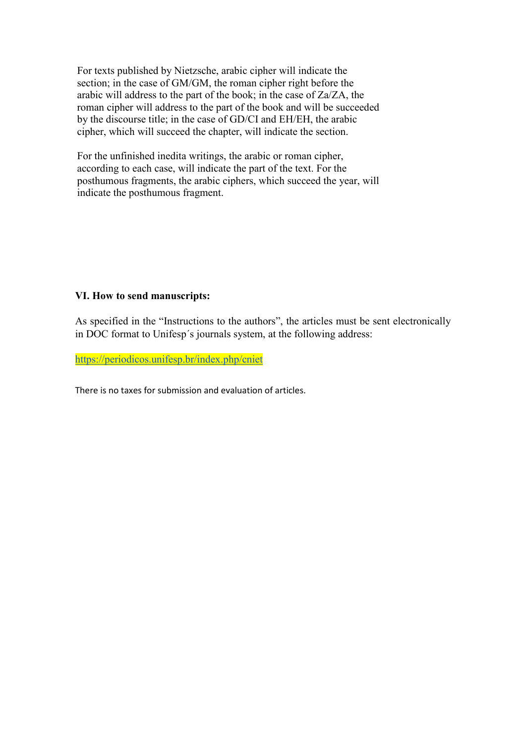For texts published by Nietzsche, arabic cipher will indicate the section; in the case of GM/GM, the roman cipher right before the arabic will address to the part of the book; in the case of Za/ZA, the roman cipher will address to the part of the book and will be succeeded by the discourse title; in the case of GD/CI and EH/EH, the arabic cipher, which will succeed the chapter, will indicate the section.

For the unfinished inedita writings, the arabic or roman cipher, according to each case, will indicate the part of the text. For the posthumous fragments, the arabic ciphers, which succeed the year, will indicate the posthumous fragment.

**VI. How to send manuscripts:**

As specified in the "Instructions to the authors", the articles must be sent electronically in DOC format to Unifesp´s journals system, at the following address:

https://periodicos.unifesp.br/index.php/cniet

There is no taxes for submission and evaluation of articles.